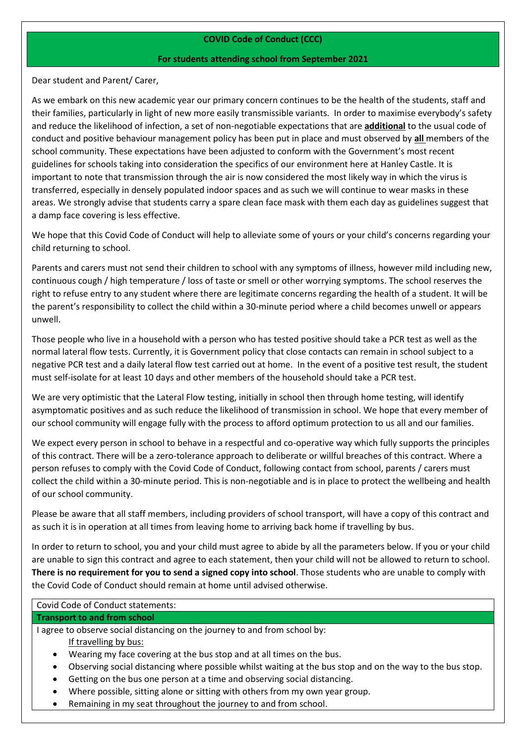**COVID Code of Conduct (CCC)**

**For students attending school from September 2021**

Dear student and Parent/ Carer,

As we embark on this new academic year our primary concern continues to be the health of the students, staff and their families, particularly in light of new more easily transmissible variants. In order to maximise everybody's safety and reduce the likelihood of infection, a set of non-negotiable expectations that are **additional** to the usual code of conduct and positive behaviour management policy has been put in place and must observed by **all** members of the school community. These expectations have been adjusted to conform with the Government's most recent guidelines for schools taking into consideration the specifics of our environment here at Hanley Castle. It is important to note that transmission through the air is now considered the most likely way in which the virus is transferred, especially in densely populated indoor spaces and as such we will continue to wear masks in these areas. We strongly advise that students carry a spare clean face mask with them each day as guidelines suggest that a damp face covering is less effective.

We hope that this Covid Code of Conduct will help to alleviate some of yours or your child's concerns regarding your child returning to school.

Parents and carers must not send their children to school with any symptoms of illness, however mild including new, continuous cough / high temperature / loss of taste or smell or other worrying symptoms. The school reserves the right to refuse entry to any student where there are legitimate concerns regarding the health of a student. It will be the parent's responsibility to collect the child within a 30-minute period where a child becomes unwell or appears unwell.

Those people who live in a household with a person who has tested positive should take a PCR test as well as the normal lateral flow tests. Currently, it is Government policy that close contacts can remain in school subject to a negative PCR test and a daily lateral flow test carried out at home. In the event of a positive test result, the student must self-isolate for at least 10 days and other members of the household should take a PCR test.

We are very optimistic that the Lateral Flow testing, initially in school then through home testing, will identify asymptomatic positives and as such reduce the likelihood of transmission in school. We hope that every member of our school community will engage fully with the process to afford optimum protection to us all and our families.

We expect every person in school to behave in a respectful and co-operative way which fully supports the principles of this contract. There will be a zero-tolerance approach to deliberate or willful breaches of this contract. Where a person refuses to comply with the Covid Code of Conduct, following contact from school, parents / carers must collect the child within a 30-minute period. This is non-negotiable and is in place to protect the wellbeing and health of our school community.

Please be aware that all staff members, including providers of school transport, will have a copy of this contract and as such it is in operation at all times from leaving home to arriving back home if travelling by bus.

In order to return to school, you and your child must agree to abide by all the parameters below. If you or your child are unable to sign this contract and agree to each statement, then your child will not be allowed to return to school. **There is no requirement for you to send a signed copy into school**. Those students who are unable to comply with the Covid Code of Conduct should remain at home until advised otherwise.

Covid Code of Conduct statements:

**Transport to and from school**

I agree to observe social distancing on the journey to and from school by:

If travelling by bus:

- Wearing my face covering at the bus stop and at all times on the bus.
- Observing social distancing where possible whilst waiting at the bus stop and on the way to the bus stop.
- Getting on the bus one person at a time and observing social distancing.
- Where possible, sitting alone or sitting with others from my own year group.
- Remaining in my seat throughout the journey to and from school.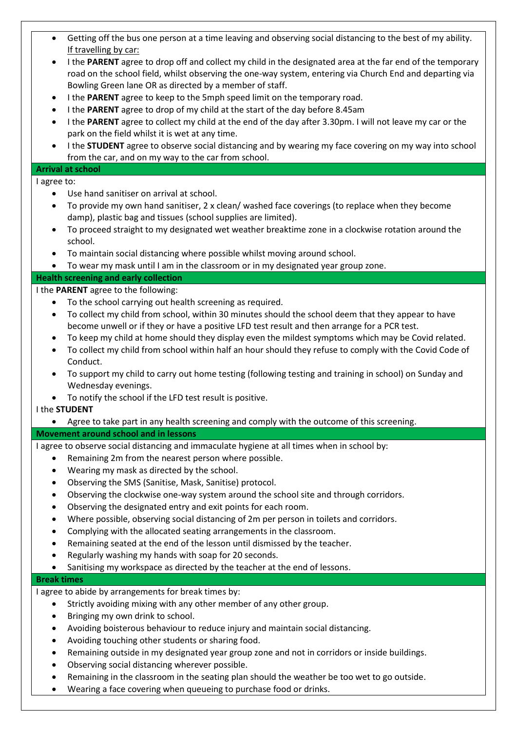- Getting off the bus one person at a time leaving and observing social distancing to the best of my ability.

If travelling by car:

- I the **PARENT** agree to drop off and collect my child in the designated area at the far end of the temporary road on the school field, whilst observing the one-way system, entering via Church End and departing via Bowling Green lane OR as directed by a member of staff.
- I the **PARENT** agree to keep to the 5mph speed limit on the temporary road.
- I the **PARENT** agree to drop of my child at the start of the day before 8.45am
- I the **PARENT** agree to collect my child at the end of the day after 3.30pm. I will not leave my car or the park on the field whilst it is wet at any time.
- I the **STUDENT** agree to observe social distancing and by wearing my face covering on my way into school from the car, and on my way to the car from school.

**Arrival at school**

I agree to:

- Use hand sanitiser on arrival at school.
- To provide my own hand sanitiser, 2 x clean/ washed face coverings (to replace when they become damp), plastic bag and tissues (school supplies are limited).
- To proceed straight to my designated wet weather breaktime zone in a clockwise rotation around the school.
- To maintain social distancing where possible whilst moving around school.
- To wear my mask until I am in the classroom or in my designated year group zone.

**Health screening and early collection**

I the **PARENT** agree to the following:

- To the school carrying out health screening as required.
- To collect my child from school, within 30 minutes should the school deem that they appear to have become unwell or if they or have a positive LFD test result and then arrange for a PCR test.
- To keep my child at home should they display even the mildest symptoms which may be Covid related.
- To collect my child from school within half an hour should they refuse to comply with the Covid Code of Conduct.
- To support my child to carry out home testing (following testing and training in school) on Sunday and Wednesday evenings.
- To notify the school if the LFD test result is positive.

I the **STUDENT**

- Agree to take part in any health screening and comply with the outcome of this screening.

**Movement around school and in lessons**

I agree to observe social distancing and immaculate hygiene at all times when in school by:

- Remaining 2m from the nearest person where possible.
- Wearing my mask as directed by the school.
- Observing the SMS (Sanitise, Mask, Sanitise) protocol.
- Observing the clockwise one-way system around the school site and through corridors.
- Observing the designated entry and exit points for each room.
- Where possible, observing social distancing of 2m per person in toilets and corridors.
- Complying with the allocated seating arrangements in the classroom.
- Remaining seated at the end of the lesson until dismissed by the teacher.
- Regularly washing my hands with soap for 20 seconds.
- Sanitising my workspace as directed by the teacher at the end of lessons.

**Break times**

I agree to abide by arrangements for break times by:

- Strictly avoiding mixing with any other member of any other group.
- Bringing my own drink to school.
- Avoiding boisterous behaviour to reduce injury and maintain social distancing.
- Avoiding touching other students or sharing food.
- Remaining outside in my designated year group zone and not in corridors or inside buildings.
- Observing social distancing wherever possible.
- Remaining in the classroom in the seating plan should the weather be too wet to go outside.
- Wearing a face covering when queueing to purchase food or drinks.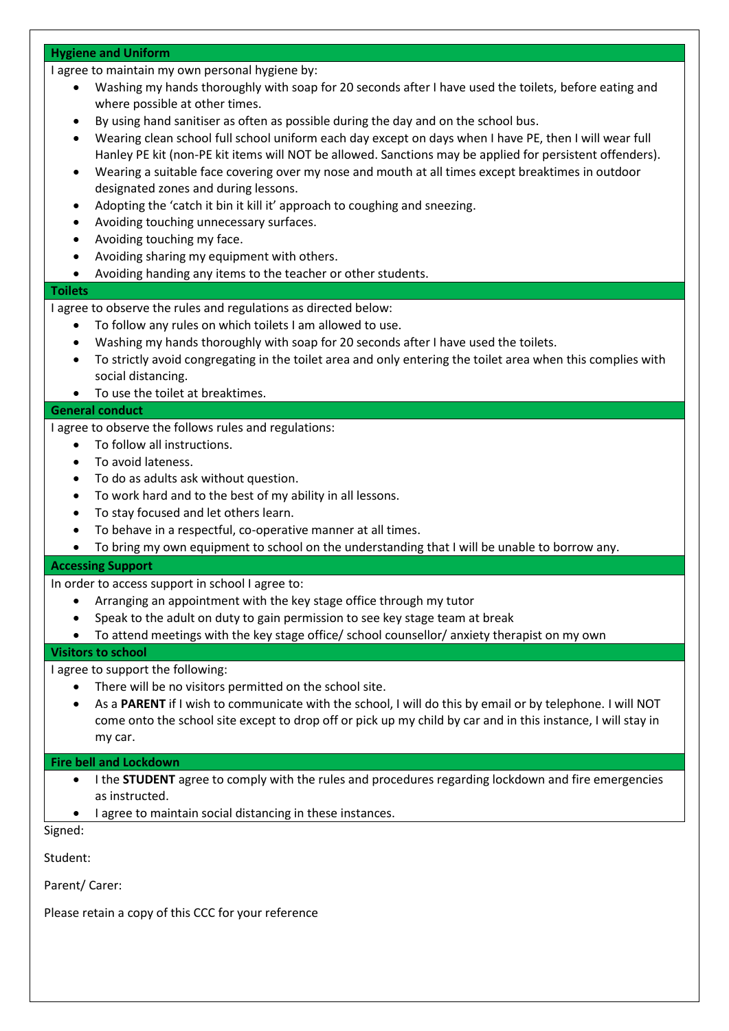### Hygiene and Uniform

I agree to maintain my own personal hygiene by:

- Washing my hands thoroughly with soap for 20 seconds after I have used the toilets, before eating and where possible at other times.
- By using hand sanitiser as often as possible during the day and on the school bus.
- Wearing clean school full school uniform each day except on days when I have PE, then I will wear full Hanley PE kit (non-PE kit items will NOT be allowed. Sanctions may be applied for persistent offenders).
- Wearing a suitable face covering over my nose and mouth at all times except breaktimes in outdoor designated zones and during lessons.
- Adopting the 'catch it bin it kill it' approach to coughing and sneezing.
- Avoiding touching unnecessary surfaces.
- Avoiding touching my face.
- Avoiding sharing my equipment with others.
- Avoiding handing any items to the teacher or other students.

### Toilets

I agree to observe the rules and regulations as directed below:

- To follow any rules on which toilets I am allowed to use.
- Washing my hands thoroughly with soap for 20 seconds after I have used the toilets.
- To strictly avoid congregating in the toilet area and only entering the toilet area when this complies with social distancing.
- To use the toilet at breaktimes.

### General conduct

I agree to observe the follows rules and regulations:

- To follow all instructions.
- To avoid lateness.
- To do as adults ask without question.
- To work hard and to the best of my ability in all lessons.
- To stay focused and let others learn.
- To behave in a respectful, co-operative manner at all times.
- To bring my own equipment to school on the understanding that I will be unable to borrow any.

### Accessing Support

In order to access support in school I agree to:

- Arranging an appointment with the key stage office through my tutor
- Speak to the adult on duty to gain permission to see key stage team at break
- To attend meetings with the key stage office/ school counsellor/ anxiety therapist on my own

### Visitors to school

I agree to support the following:

- There will be no visitors permitted on the school site.
- As a **PARENT** if I wish to communicate with the school, I will do this by email or by telephone. I will NOT come onto the school site except to drop off or pick up my child by car and in this instance, I will stay in my car.

### Fire bell and Lockdown

- I the **STUDENT** agree to comply with the rules and procedures regarding lockdown and fire emergencies as instructed.
- I agree to maintain social distancing in these instances.

Signed:

Student:

Parent/ Carer:

Please retain a copy of this CCC for your reference